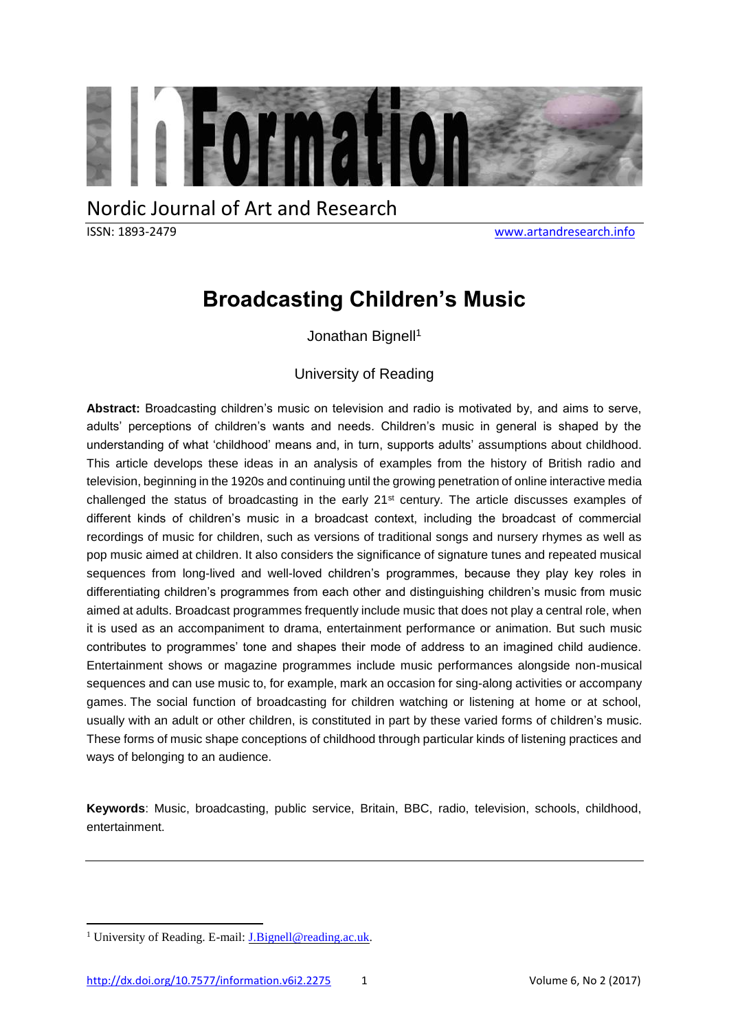# InFormation

Nordic Journal of Art and Research

ISSN: 1893-2479 www.artandresearch.info

# Broadcasting Children's Music

Jonathan Bignell[1]

University of Reading

**Abstract:** Broadcasting children's music on television and radio is motivated by, and aims to serve, adults' perceptions of children's wants and needs. Children's music in general is shaped by the understanding of what 'childhood' means and, in turn, supports adults' assumptions about childhood. This article develops these ideas in an analysis of examples from the history of British radio and television, beginning in the 1920s and continuing until the growing penetration of online interactive media challenged the status of broadcasting in the early 21st century. The article discusses examples of different kinds of children's music in a broadcast context, including the broadcast of commercial recordings of music for children, such as versions of traditional songs and nursery rhymes as well as pop music aimed at children. It also considers the significance of signature tunes and repeated musical sequences from long-lived and well-loved children's programmes, because they play key roles in differentiating children's programmes from each other and distinguishing children's music from music aimed at adults. Broadcast programmes frequently include music that does not play a central role, when it is used as an accompaniment to drama, entertainment performance or animation. But such music contributes to programmes' tone and shapes their mode of address to an imagined child audience. Entertainment shows or magazine programmes include music performances alongside non-musical sequences and can use music to, for example, mark an occasion for sing-along activities or accompany games. The social function of broadcasting for children watching or listening at home or at school, usually with an adult or other children, is constituted in part by these varied forms of children's music. These forms of music shape conceptions of childhood through particular kinds of listening practices and ways of belonging to an audience.

**Keywords**: Music, broadcasting, public service, Britain, BBC, radio, television, schools, childhood, entertainment.

---

[1] University of Reading. E-mail: J.Bignell@reading.ac.uk.

http://dx.doi.org/10.7577/information.v6i2.2275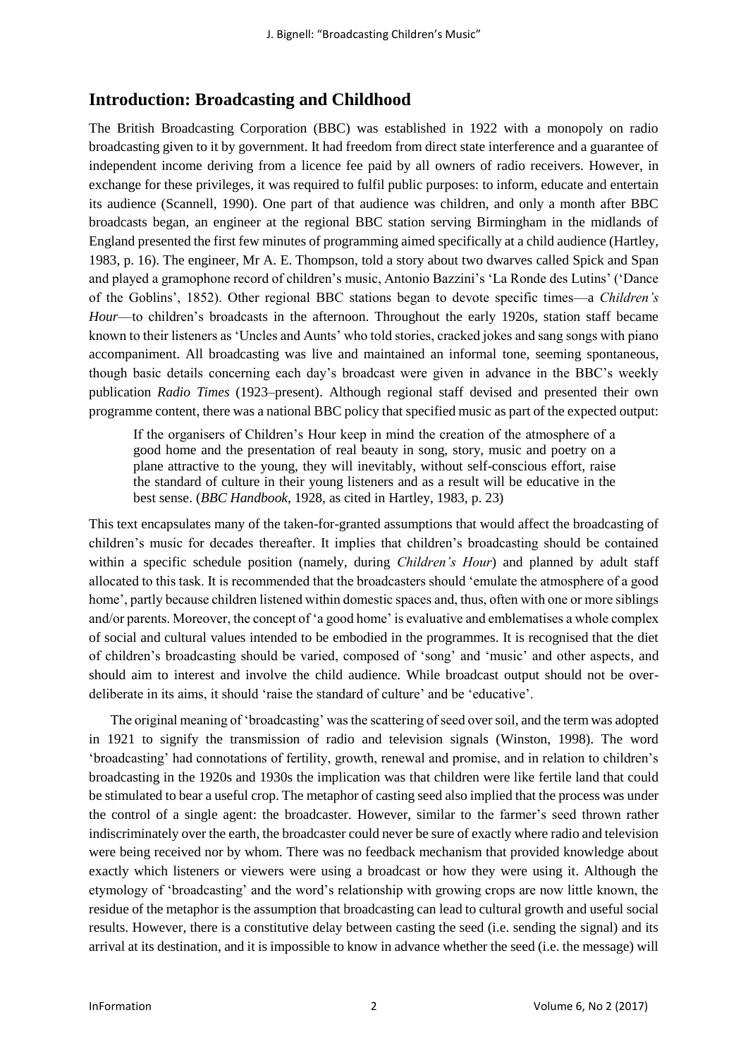## Introduction: Broadcasting and Childhood

The British Broadcasting Corporation (BBC) was established in 1922 with a monopoly on radio broadcasting given to it by government. It had freedom from direct state interference and a guarantee of independent income deriving from a licence fee paid by all owners of radio receivers. However, in exchange for these privileges, it was required to fulfil public purposes: to inform, educate and entertain its audience (Scannell, 1990). One part of that audience was children, and only a month after BBC broadcasts began, an engineer at the regional BBC station serving Birmingham in the midlands of England presented the first few minutes of programming aimed specifically at a child audience (Hartley, 1983, p. 16). The engineer, Mr A. E. Thompson, told a story about two dwarves called Spick and Span and played a gramophone record of children's music, Antonio Bazzini's 'La Ronde des Lutins' ('Dance of the Goblins', 1852). Other regional BBC stations began to devote specific times—a *Children's Hour*—to children's broadcasts in the afternoon. Throughout the early 1920s, station staff became known to their listeners as 'Uncles and Aunts' who told stories, cracked jokes and sang songs with piano accompaniment. All broadcasting was live and maintained an informal tone, seeming spontaneous, though basic details concerning each day's broadcast were given in advance in the BBC's weekly publication *Radio Times* (1923–present). Although regional staff devised and presented their own programme content, there was a national BBC policy that specified music as part of the expected output:

> If the organisers of Children's Hour keep in mind the creation of the atmosphere of a good home and the presentation of real beauty in song, story, music and poetry on a plane attractive to the young, they will inevitably, without self-conscious effort, raise the standard of culture in their young listeners and as a result will be educative in the best sense. (*BBC Handbook*, 1928, as cited in Hartley, 1983, p. 23)

This text encapsulates many of the taken-for-granted assumptions that would affect the broadcasting of children's music for decades thereafter. It implies that children's broadcasting should be contained within a specific schedule position (namely, during *Children's Hour*) and planned by adult staff allocated to this task. It is recommended that the broadcasters should 'emulate the atmosphere of a good home', partly because children listened within domestic spaces and, thus, often with one or more siblings and/or parents. Moreover, the concept of 'a good home' is evaluative and emblematises a whole complex of social and cultural values intended to be embodied in the programmes. It is recognised that the diet of children's broadcasting should be varied, composed of 'song' and 'music' and other aspects, and should aim to interest and involve the child audience. While broadcast output should not be over-deliberate in its aims, it should 'raise the standard of culture' and be 'educative'.

The original meaning of 'broadcasting' was the scattering of seed over soil, and the term was adopted in 1921 to signify the transmission of radio and television signals (Winston, 1998). The word 'broadcasting' had connotations of fertility, growth, renewal and promise, and in relation to children's broadcasting in the 1920s and 1930s the implication was that children were like fertile land that could be stimulated to bear a useful crop. The metaphor of casting seed also implied that the process was under the control of a single agent: the broadcaster. However, similar to the farmer's seed thrown rather indiscriminately over the earth, the broadcaster could never be sure of exactly where radio and television were being received nor by whom. There was no feedback mechanism that provided knowledge about exactly which listeners or viewers were using a broadcast or how they were using it. Although the etymology of 'broadcasting' and the word's relationship with growing crops are now little known, the residue of the metaphor is the assumption that broadcasting can lead to cultural growth and useful social results. However, there is a constitutive delay between casting the seed (i.e. sending the signal) and its arrival at its destination, and it is impossible to know in advance whether the seed (i.e. the message) will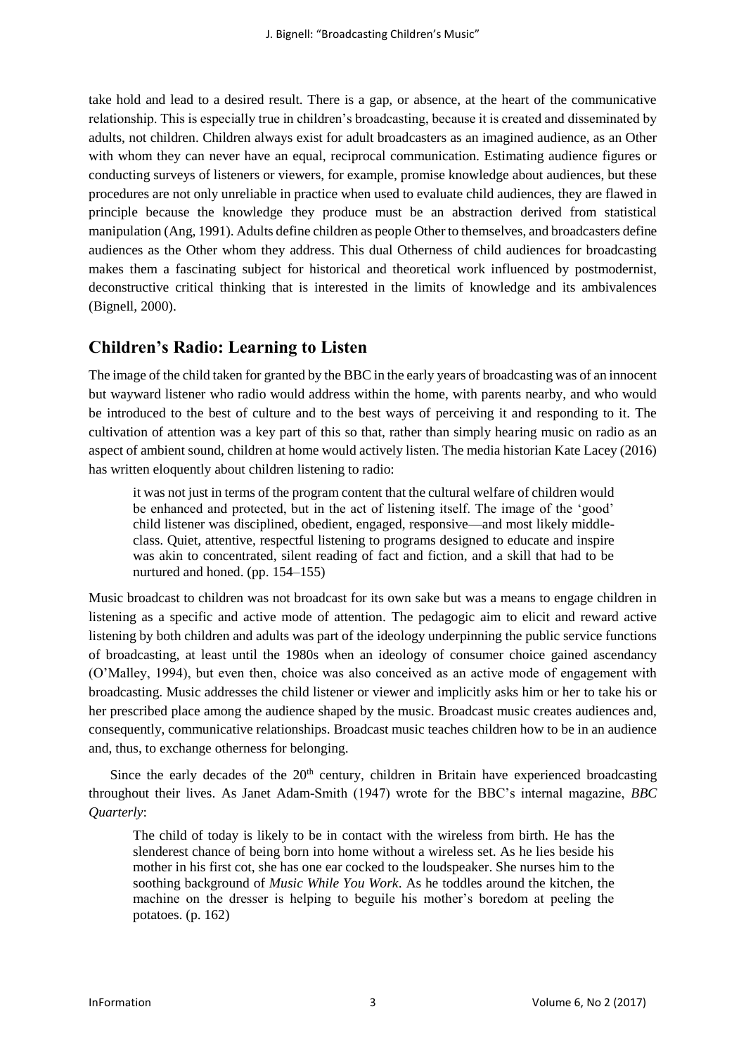take hold and lead to a desired result. There is a gap, or absence, at the heart of the communicative relationship. This is especially true in children's broadcasting, because it is created and disseminated by adults, not children. Children always exist for adult broadcasters as an imagined audience, as an Other with whom they can never have an equal, reciprocal communication. Estimating audience figures or conducting surveys of listeners or viewers, for example, promise knowledge about audiences, but these procedures are not only unreliable in practice when used to evaluate child audiences, they are flawed in principle because the knowledge they produce must be an abstraction derived from statistical manipulation (Ang, 1991). Adults define children as people Other to themselves, and broadcasters define audiences as the Other whom they address. This dual Otherness of child audiences for broadcasting makes them a fascinating subject for historical and theoretical work influenced by postmodernist, deconstructive critical thinking that is interested in the limits of knowledge and its ambivalences (Bignell, 2000).

## Children's Radio: Learning to Listen

The image of the child taken for granted by the BBC in the early years of broadcasting was of an innocent but wayward listener who radio would address within the home, with parents nearby, and who would be introduced to the best of culture and to the best ways of perceiving it and responding to it. The cultivation of attention was a key part of this so that, rather than simply hearing music on radio as an aspect of ambient sound, children at home would actively listen. The media historian Kate Lacey (2016) has written eloquently about children listening to radio:

> it was not just in terms of the program content that the cultural welfare of children would be enhanced and protected, but in the act of listening itself. The image of the 'good' child listener was disciplined, obedient, engaged, responsive—and most likely middle-class. Quiet, attentive, respectful listening to programs designed to educate and inspire was akin to concentrated, silent reading of fact and fiction, and a skill that had to be nurtured and honed. (pp. 154–155)

Music broadcast to children was not broadcast for its own sake but was a means to engage children in listening as a specific and active mode of attention. The pedagogic aim to elicit and reward active listening by both children and adults was part of the ideology underpinning the public service functions of broadcasting, at least until the 1980s when an ideology of consumer choice gained ascendancy (O'Malley, 1994), but even then, choice was also conceived as an active mode of engagement with broadcasting. Music addresses the child listener or viewer and implicitly asks him or her to take his or her prescribed place among the audience shaped by the music. Broadcast music creates audiences and, consequently, communicative relationships. Broadcast music teaches children how to be in an audience and, thus, to exchange otherness for belonging.

Since the early decades of the 20th century, children in Britain have experienced broadcasting throughout their lives. As Janet Adam-Smith (1947) wrote for the BBC's internal magazine, *BBC Quarterly*:

> The child of today is likely to be in contact with the wireless from birth. He has the slenderest chance of being born into home without a wireless set. As he lies beside his mother in his first cot, she has one ear cocked to the loudspeaker. She nurses him to the soothing background of *Music While You Work*. As he toddles around the kitchen, the machine on the dresser is helping to beguile his mother's boredom at peeling the potatoes. (p. 162)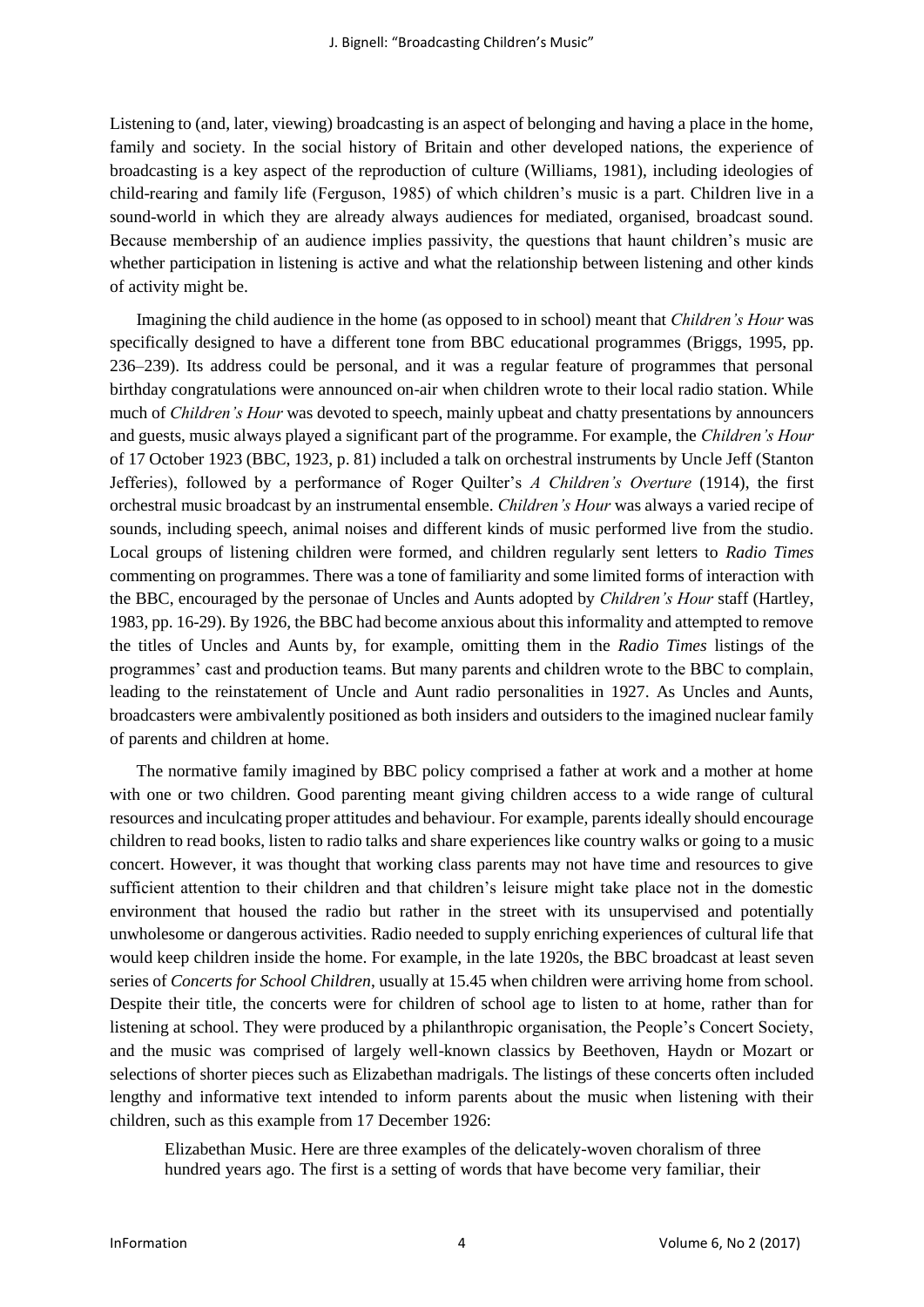Listening to (and, later, viewing) broadcasting is an aspect of belonging and having a place in the home, family and society. In the social history of Britain and other developed nations, the experience of broadcasting is a key aspect of the reproduction of culture (Williams, 1981), including ideologies of child-rearing and family life (Ferguson, 1985) of which children's music is a part. Children live in a sound-world in which they are already always audiences for mediated, organised, broadcast sound. Because membership of an audience implies passivity, the questions that haunt children's music are whether participation in listening is active and what the relationship between listening and other kinds of activity might be.

Imagining the child audience in the home (as opposed to in school) meant that *Children's Hour* was specifically designed to have a different tone from BBC educational programmes (Briggs, 1995, pp. 236–239). Its address could be personal, and it was a regular feature of programmes that personal birthday congratulations were announced on-air when children wrote to their local radio station. While much of *Children's Hour* was devoted to speech, mainly upbeat and chatty presentations by announcers and guests, music always played a significant part of the programme. For example, the *Children's Hour* of 17 October 1923 (BBC, 1923, p. 81) included a talk on orchestral instruments by Uncle Jeff (Stanton Jefferies), followed by a performance of Roger Quilter's *A Children's Overture* (1914), the first orchestral music broadcast by an instrumental ensemble. *Children's Hour* was always a varied recipe of sounds, including speech, animal noises and different kinds of music performed live from the studio. Local groups of listening children were formed, and children regularly sent letters to *Radio Times* commenting on programmes. There was a tone of familiarity and some limited forms of interaction with the BBC, encouraged by the personae of Uncles and Aunts adopted by *Children's Hour* staff (Hartley, 1983, pp. 16-29). By 1926, the BBC had become anxious about this informality and attempted to remove the titles of Uncles and Aunts by, for example, omitting them in the *Radio Times* listings of the programmes' cast and production teams. But many parents and children wrote to the BBC to complain, leading to the reinstatement of Uncle and Aunt radio personalities in 1927. As Uncles and Aunts, broadcasters were ambivalently positioned as both insiders and outsiders to the imagined nuclear family of parents and children at home.

The normative family imagined by BBC policy comprised a father at work and a mother at home with one or two children. Good parenting meant giving children access to a wide range of cultural resources and inculcating proper attitudes and behaviour. For example, parents ideally should encourage children to read books, listen to radio talks and share experiences like country walks or going to a music concert. However, it was thought that working class parents may not have time and resources to give sufficient attention to their children and that children's leisure might take place not in the domestic environment that housed the radio but rather in the street with its unsupervised and potentially unwholesome or dangerous activities. Radio needed to supply enriching experiences of cultural life that would keep children inside the home. For example, in the late 1920s, the BBC broadcast at least seven series of *Concerts for School Children*, usually at 15.45 when children were arriving home from school. Despite their title, the concerts were for children of school age to listen to at home, rather than for listening at school. They were produced by a philanthropic organisation, the People's Concert Society, and the music was comprised of largely well-known classics by Beethoven, Haydn or Mozart or selections of shorter pieces such as Elizabethan madrigals. The listings of these concerts often included lengthy and informative text intended to inform parents about the music when listening with their children, such as this example from 17 December 1926:

> Elizabethan Music. Here are three examples of the delicately-woven choralism of three hundred years ago. The first is a setting of words that have become very familiar, their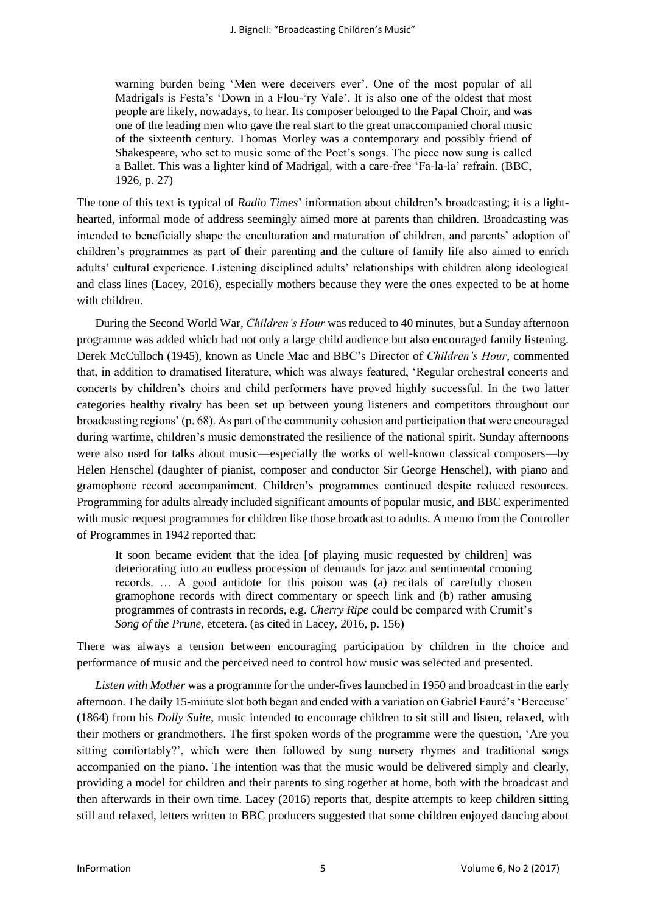warning burden being 'Men were deceivers ever'. One of the most popular of all Madrigals is Festa's 'Down in a Flou-'ry Vale'. It is also one of the oldest that most people are likely, nowadays, to hear. Its composer belonged to the Papal Choir, and was one of the leading men who gave the real start to the great unaccompanied choral music of the sixteenth century. Thomas Morley was a contemporary and possibly friend of Shakespeare, who set to music some of the Poet's songs. The piece now sung is called a Ballet. This was a lighter kind of Madrigal, with a care-free 'Fa-la-la' refrain. (BBC, 1926, p. 27)

The tone of this text is typical of *Radio Times*' information about children's broadcasting; it is a light-hearted, informal mode of address seemingly aimed more at parents than children. Broadcasting was intended to beneficially shape the enculturation and maturation of children, and parents' adoption of children's programmes as part of their parenting and the culture of family life also aimed to enrich adults' cultural experience. Listening disciplined adults' relationships with children along ideological and class lines (Lacey, 2016), especially mothers because they were the ones expected to be at home with children.

During the Second World War, *Children's Hour* was reduced to 40 minutes, but a Sunday afternoon programme was added which had not only a large child audience but also encouraged family listening. Derek McCulloch (1945), known as Uncle Mac and BBC's Director of *Children's Hour*, commented that, in addition to dramatised literature, which was always featured, 'Regular orchestral concerts and concerts by children's choirs and child performers have proved highly successful. In the two latter categories healthy rivalry has been set up between young listeners and competitors throughout our broadcasting regions' (p. 68). As part of the community cohesion and participation that were encouraged during wartime, children's music demonstrated the resilience of the national spirit. Sunday afternoons were also used for talks about music—especially the works of well-known classical composers—by Helen Henschel (daughter of pianist, composer and conductor Sir George Henschel), with piano and gramophone record accompaniment. Children's programmes continued despite reduced resources. Programming for adults already included significant amounts of popular music, and BBC experimented with music request programmes for children like those broadcast to adults. A memo from the Controller of Programmes in 1942 reported that:

> It soon became evident that the idea [of playing music requested by children] was deteriorating into an endless procession of demands for jazz and sentimental crooning records. … A good antidote for this poison was (a) recitals of carefully chosen gramophone records with direct commentary or speech link and (b) rather amusing programmes of contrasts in records, e.g. *Cherry Ripe* could be compared with Crumit's *Song of the Prune*, etcetera. (as cited in Lacey, 2016, p. 156)

There was always a tension between encouraging participation by children in the choice and performance of music and the perceived need to control how music was selected and presented.

*Listen with Mother* was a programme for the under-fives launched in 1950 and broadcast in the early afternoon. The daily 15-minute slot both began and ended with a variation on Gabriel Fauré's 'Berceuse' (1864) from his *Dolly Suite*, music intended to encourage children to sit still and listen, relaxed, with their mothers or grandmothers. The first spoken words of the programme were the question, 'Are you sitting comfortably?', which were then followed by sung nursery rhymes and traditional songs accompanied on the piano. The intention was that the music would be delivered simply and clearly, providing a model for children and their parents to sing together at home, both with the broadcast and then afterwards in their own time. Lacey (2016) reports that, despite attempts to keep children sitting still and relaxed, letters written to BBC producers suggested that some children enjoyed dancing about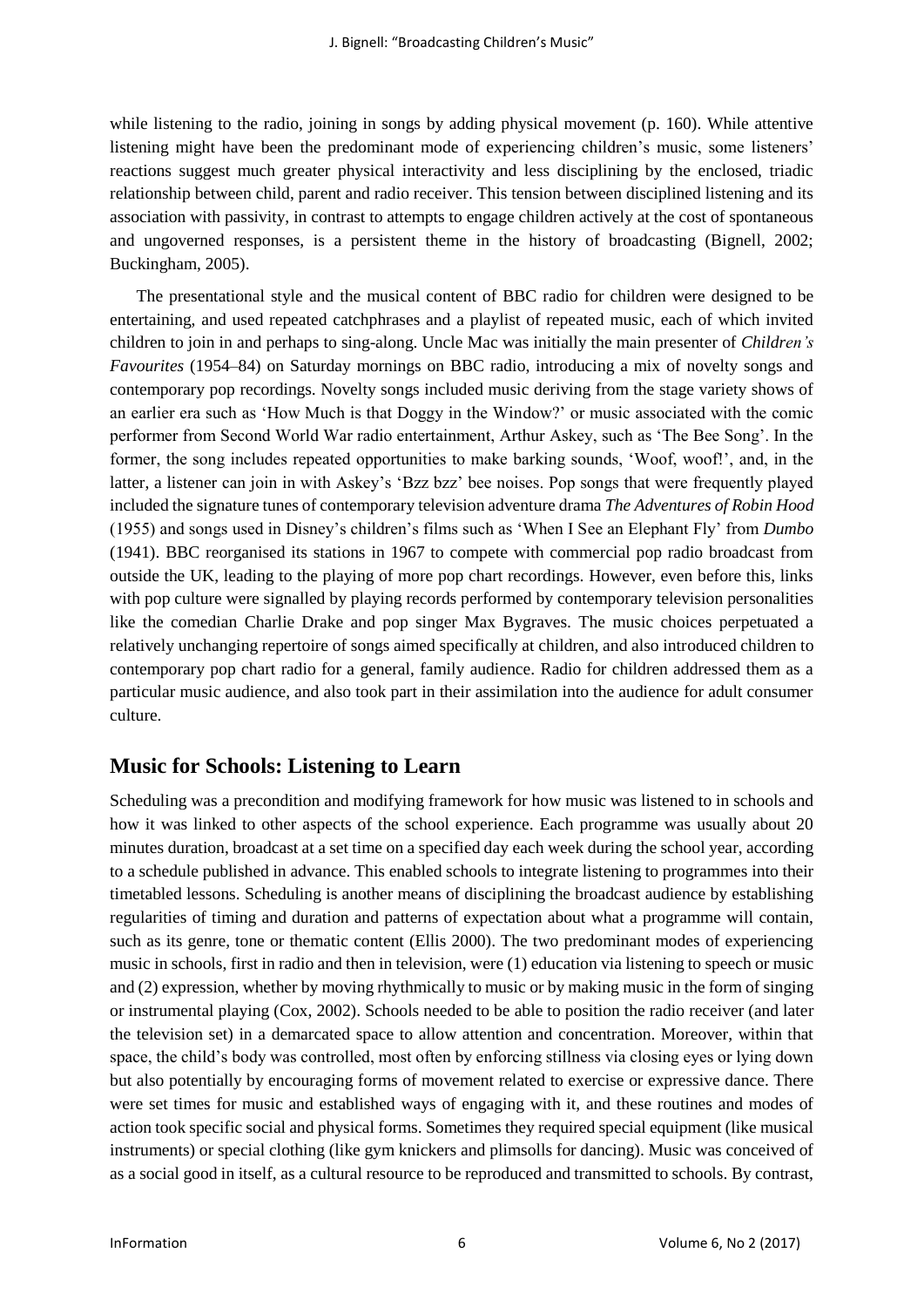while listening to the radio, joining in songs by adding physical movement (p. 160). While attentive listening might have been the predominant mode of experiencing children's music, some listeners' reactions suggest much greater physical interactivity and less disciplining by the enclosed, triadic relationship between child, parent and radio receiver. This tension between disciplined listening and its association with passivity, in contrast to attempts to engage children actively at the cost of spontaneous and ungoverned responses, is a persistent theme in the history of broadcasting (Bignell, 2002; Buckingham, 2005).

The presentational style and the musical content of BBC radio for children were designed to be entertaining, and used repeated catchphrases and a playlist of repeated music, each of which invited children to join in and perhaps to sing-along. Uncle Mac was initially the main presenter of *Children's Favourites* (1954–84) on Saturday mornings on BBC radio, introducing a mix of novelty songs and contemporary pop recordings. Novelty songs included music deriving from the stage variety shows of an earlier era such as 'How Much is that Doggy in the Window?' or music associated with the comic performer from Second World War radio entertainment, Arthur Askey, such as 'The Bee Song'. In the former, the song includes repeated opportunities to make barking sounds, 'Woof, woof!', and, in the latter, a listener can join in with Askey's 'Bzz bzz' bee noises. Pop songs that were frequently played included the signature tunes of contemporary television adventure drama *The Adventures of Robin Hood* (1955) and songs used in Disney's children's films such as 'When I See an Elephant Fly' from *Dumbo* (1941). BBC reorganised its stations in 1967 to compete with commercial pop radio broadcast from outside the UK, leading to the playing of more pop chart recordings. However, even before this, links with pop culture were signalled by playing records performed by contemporary television personalities like the comedian Charlie Drake and pop singer Max Bygraves. The music choices perpetuated a relatively unchanging repertoire of songs aimed specifically at children, and also introduced children to contemporary pop chart radio for a general, family audience. Radio for children addressed them as a particular music audience, and also took part in their assimilation into the audience for adult consumer culture.

## Music for Schools: Listening to Learn

Scheduling was a precondition and modifying framework for how music was listened to in schools and how it was linked to other aspects of the school experience. Each programme was usually about 20 minutes duration, broadcast at a set time on a specified day each week during the school year, according to a schedule published in advance. This enabled schools to integrate listening to programmes into their timetabled lessons. Scheduling is another means of disciplining the broadcast audience by establishing regularities of timing and duration and patterns of expectation about what a programme will contain, such as its genre, tone or thematic content (Ellis 2000). The two predominant modes of experiencing music in schools, first in radio and then in television, were (1) education via listening to speech or music and (2) expression, whether by moving rhythmically to music or by making music in the form of singing or instrumental playing (Cox, 2002). Schools needed to be able to position the radio receiver (and later the television set) in a demarcated space to allow attention and concentration. Moreover, within that space, the child's body was controlled, most often by enforcing stillness via closing eyes or lying down but also potentially by encouraging forms of movement related to exercise or expressive dance. There were set times for music and established ways of engaging with it, and these routines and modes of action took specific social and physical forms. Sometimes they required special equipment (like musical instruments) or special clothing (like gym knickers and plimsolls for dancing). Music was conceived of as a social good in itself, as a cultural resource to be reproduced and transmitted to schools. By contrast,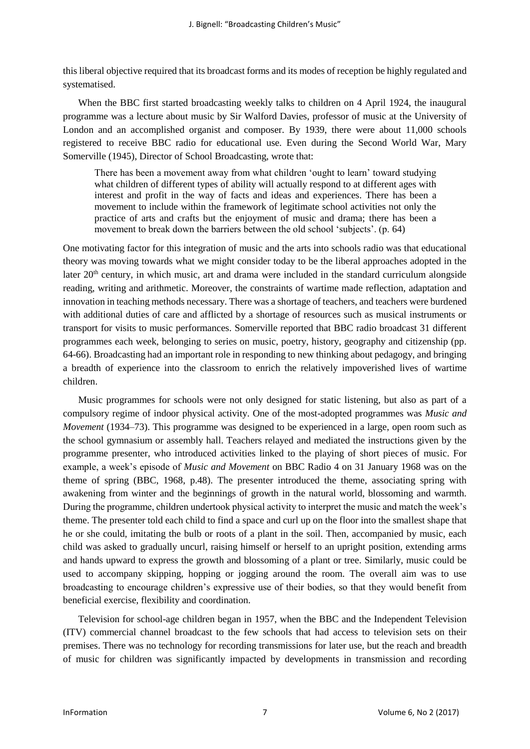this liberal objective required that its broadcast forms and its modes of reception be highly regulated and systematised.

When the BBC first started broadcasting weekly talks to children on 4 April 1924, the inaugural programme was a lecture about music by Sir Walford Davies, professor of music at the University of London and an accomplished organist and composer. By 1939, there were about 11,000 schools registered to receive BBC radio for educational use. Even during the Second World War, Mary Somerville (1945), Director of School Broadcasting, wrote that:

> There has been a movement away from what children 'ought to learn' toward studying what children of different types of ability will actually respond to at different ages with interest and profit in the way of facts and ideas and experiences. There has been a movement to include within the framework of legitimate school activities not only the practice of arts and crafts but the enjoyment of music and drama; there has been a movement to break down the barriers between the old school 'subjects'. (p. 64)

One motivating factor for this integration of music and the arts into schools radio was that educational theory was moving towards what we might consider today to be the liberal approaches adopted in the later 20th century, in which music, art and drama were included in the standard curriculum alongside reading, writing and arithmetic. Moreover, the constraints of wartime made reflection, adaptation and innovation in teaching methods necessary. There was a shortage of teachers, and teachers were burdened with additional duties of care and afflicted by a shortage of resources such as musical instruments or transport for visits to music performances. Somerville reported that BBC radio broadcast 31 different programmes each week, belonging to series on music, poetry, history, geography and citizenship (pp. 64-66). Broadcasting had an important role in responding to new thinking about pedagogy, and bringing a breadth of experience into the classroom to enrich the relatively impoverished lives of wartime children.

Music programmes for schools were not only designed for static listening, but also as part of a compulsory regime of indoor physical activity. One of the most-adopted programmes was *Music and Movement* (1934–73). This programme was designed to be experienced in a large, open room such as the school gymnasium or assembly hall. Teachers relayed and mediated the instructions given by the programme presenter, who introduced activities linked to the playing of short pieces of music. For example, a week's episode of *Music and Movement* on BBC Radio 4 on 31 January 1968 was on the theme of spring (BBC, 1968, p.48). The presenter introduced the theme, associating spring with awakening from winter and the beginnings of growth in the natural world, blossoming and warmth. During the programme, children undertook physical activity to interpret the music and match the week's theme. The presenter told each child to find a space and curl up on the floor into the smallest shape that he or she could, imitating the bulb or roots of a plant in the soil. Then, accompanied by music, each child was asked to gradually uncurl, raising himself or herself to an upright position, extending arms and hands upward to express the growth and blossoming of a plant or tree. Similarly, music could be used to accompany skipping, hopping or jogging around the room. The overall aim was to use broadcasting to encourage children's expressive use of their bodies, so that they would benefit from beneficial exercise, flexibility and coordination.

Television for school-age children began in 1957, when the BBC and the Independent Television (ITV) commercial channel broadcast to the few schools that had access to television sets on their premises. There was no technology for recording transmissions for later use, but the reach and breadth of music for children was significantly impacted by developments in transmission and recording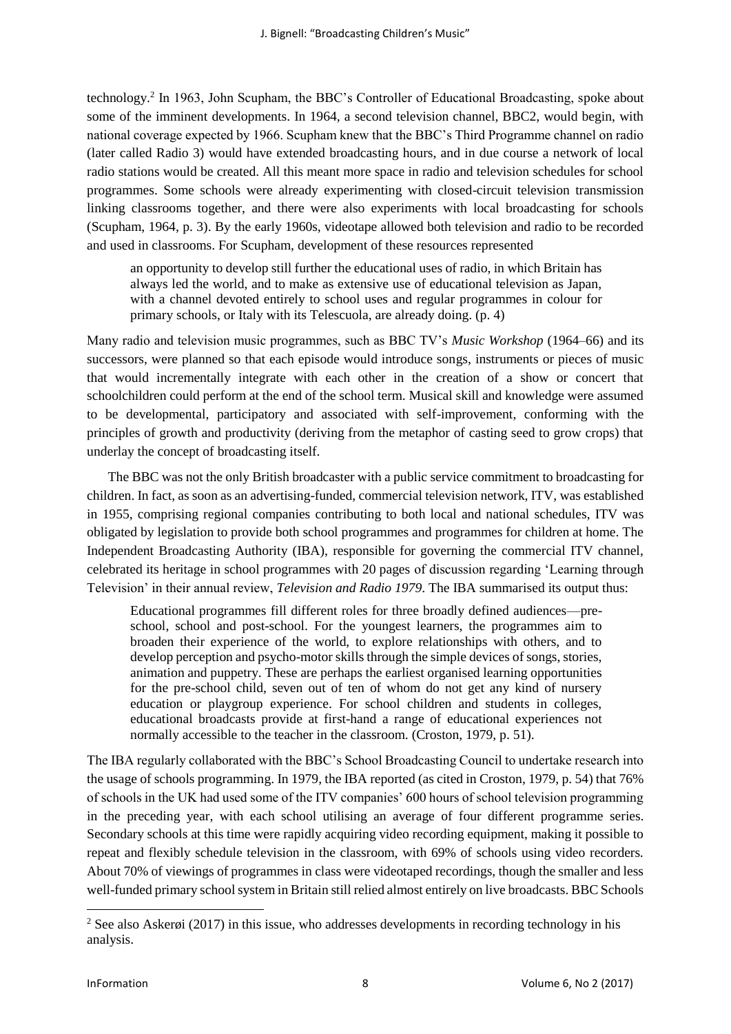technology.[2] In 1963, John Scupham, the BBC's Controller of Educational Broadcasting, spoke about some of the imminent developments. In 1964, a second television channel, BBC2, would begin, with national coverage expected by 1966. Scupham knew that the BBC's Third Programme channel on radio (later called Radio 3) would have extended broadcasting hours, and in due course a network of local radio stations would be created. All this meant more space in radio and television schedules for school programmes. Some schools were already experimenting with closed-circuit television transmission linking classrooms together, and there were also experiments with local broadcasting for schools (Scupham, 1964, p. 3). By the early 1960s, videotape allowed both television and radio to be recorded and used in classrooms. For Scupham, development of these resources represented

> an opportunity to develop still further the educational uses of radio, in which Britain has always led the world, and to make as extensive use of educational television as Japan, with a channel devoted entirely to school uses and regular programmes in colour for primary schools, or Italy with its Telescuola, are already doing. (p. 4)

Many radio and television music programmes, such as BBC TV's *Music Workshop* (1964–66) and its successors, were planned so that each episode would introduce songs, instruments or pieces of music that would incrementally integrate with each other in the creation of a show or concert that schoolchildren could perform at the end of the school term. Musical skill and knowledge were assumed to be developmental, participatory and associated with self-improvement, conforming with the principles of growth and productivity (deriving from the metaphor of casting seed to grow crops) that underlay the concept of broadcasting itself.

The BBC was not the only British broadcaster with a public service commitment to broadcasting for children. In fact, as soon as an advertising-funded, commercial television network, ITV, was established in 1955, comprising regional companies contributing to both local and national schedules, ITV was obligated by legislation to provide both school programmes and programmes for children at home. The Independent Broadcasting Authority (IBA), responsible for governing the commercial ITV channel, celebrated its heritage in school programmes with 20 pages of discussion regarding 'Learning through Television' in their annual review, *Television and Radio 1979*. The IBA summarised its output thus:

> Educational programmes fill different roles for three broadly defined audiences—pre-school, school and post-school. For the youngest learners, the programmes aim to broaden their experience of the world, to explore relationships with others, and to develop perception and psycho-motor skills through the simple devices of songs, stories, animation and puppetry. These are perhaps the earliest organised learning opportunities for the pre-school child, seven out of ten of whom do not get any kind of nursery education or playgroup experience. For school children and students in colleges, educational broadcasts provide at first-hand a range of educational experiences not normally accessible to the teacher in the classroom. (Croston, 1979, p. 51).

The IBA regularly collaborated with the BBC's School Broadcasting Council to undertake research into the usage of schools programming. In 1979, the IBA reported (as cited in Croston, 1979, p. 54) that 76% of schools in the UK had used some of the ITV companies' 600 hours of school television programming in the preceding year, with each school utilising an average of four different programme series. Secondary schools at this time were rapidly acquiring video recording equipment, making it possible to repeat and flexibly schedule television in the classroom, with 69% of schools using video recorders. About 70% of viewings of programmes in class were videotaped recordings, though the smaller and less well-funded primary school system in Britain still relied almost entirely on live broadcasts. BBC Schools

[2] See also Askerøi (2017) in this issue, who addresses developments in recording technology in his analysis.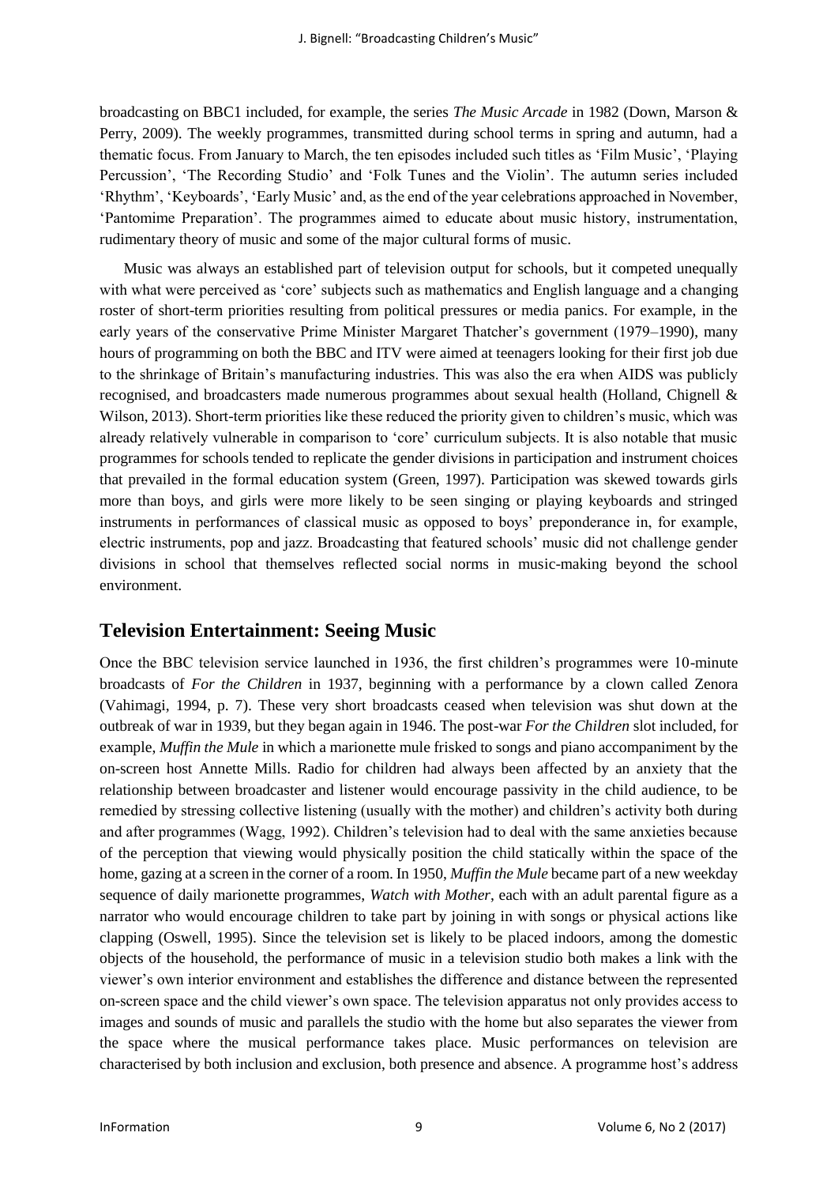broadcasting on BBC1 included, for example, the series *The Music Arcade* in 1982 (Down, Marson & Perry, 2009). The weekly programmes, transmitted during school terms in spring and autumn, had a thematic focus. From January to March, the ten episodes included such titles as 'Film Music', 'Playing Percussion', 'The Recording Studio' and 'Folk Tunes and the Violin'. The autumn series included 'Rhythm', 'Keyboards', 'Early Music' and, as the end of the year celebrations approached in November, 'Pantomime Preparation'. The programmes aimed to educate about music history, instrumentation, rudimentary theory of music and some of the major cultural forms of music.

Music was always an established part of television output for schools, but it competed unequally with what were perceived as 'core' subjects such as mathematics and English language and a changing roster of short-term priorities resulting from political pressures or media panics. For example, in the early years of the conservative Prime Minister Margaret Thatcher's government (1979–1990), many hours of programming on both the BBC and ITV were aimed at teenagers looking for their first job due to the shrinkage of Britain's manufacturing industries. This was also the era when AIDS was publicly recognised, and broadcasters made numerous programmes about sexual health (Holland, Chignell & Wilson, 2013). Short-term priorities like these reduced the priority given to children's music, which was already relatively vulnerable in comparison to 'core' curriculum subjects. It is also notable that music programmes for schools tended to replicate the gender divisions in participation and instrument choices that prevailed in the formal education system (Green, 1997). Participation was skewed towards girls more than boys, and girls were more likely to be seen singing or playing keyboards and stringed instruments in performances of classical music as opposed to boys' preponderance in, for example, electric instruments, pop and jazz. Broadcasting that featured schools' music did not challenge gender divisions in school that themselves reflected social norms in music-making beyond the school environment.

## Television Entertainment: Seeing Music

Once the BBC television service launched in 1936, the first children's programmes were 10-minute broadcasts of *For the Children* in 1937, beginning with a performance by a clown called Zenora (Vahimagi, 1994, p. 7). These very short broadcasts ceased when television was shut down at the outbreak of war in 1939, but they began again in 1946. The post-war *For the Children* slot included, for example, *Muffin the Mule* in which a marionette mule frisked to songs and piano accompaniment by the on-screen host Annette Mills. Radio for children had always been affected by an anxiety that the relationship between broadcaster and listener would encourage passivity in the child audience, to be remedied by stressing collective listening (usually with the mother) and children's activity both during and after programmes (Wagg, 1992). Children's television had to deal with the same anxieties because of the perception that viewing would physically position the child statically within the space of the home, gazing at a screen in the corner of a room. In 1950, *Muffin the Mule* became part of a new weekday sequence of daily marionette programmes, *Watch with Mother*, each with an adult parental figure as a narrator who would encourage children to take part by joining in with songs or physical actions like clapping (Oswell, 1995). Since the television set is likely to be placed indoors, among the domestic objects of the household, the performance of music in a television studio both makes a link with the viewer's own interior environment and establishes the difference and distance between the represented on-screen space and the child viewer's own space. The television apparatus not only provides access to images and sounds of music and parallels the studio with the home but also separates the viewer from the space where the musical performance takes place. Music performances on television are characterised by both inclusion and exclusion, both presence and absence. A programme host's address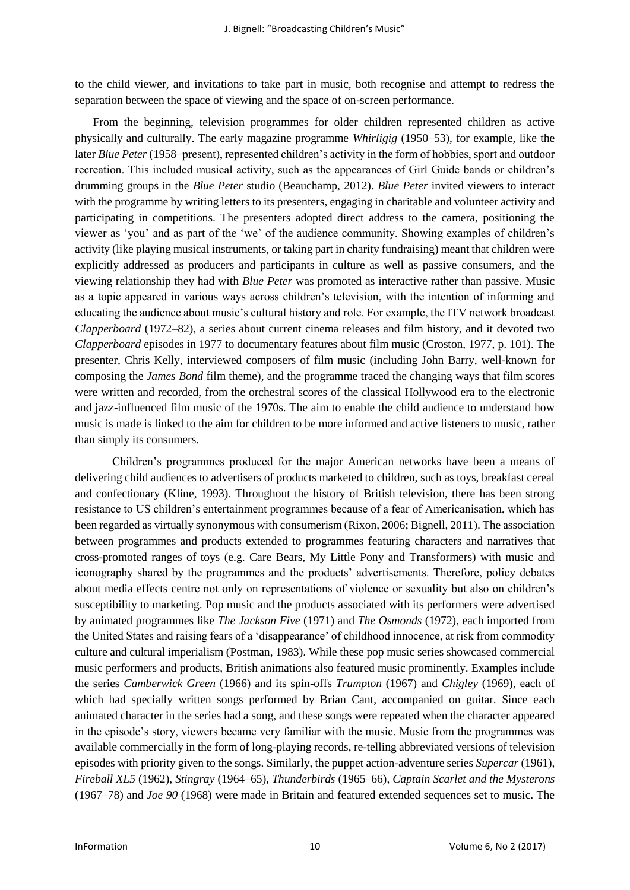to the child viewer, and invitations to take part in music, both recognise and attempt to redress the separation between the space of viewing and the space of on-screen performance.

From the beginning, television programmes for older children represented children as active physically and culturally. The early magazine programme *Whirligig* (1950–53), for example, like the later *Blue Peter* (1958–present), represented children's activity in the form of hobbies, sport and outdoor recreation. This included musical activity, such as the appearances of Girl Guide bands or children's drumming groups in the *Blue Peter* studio (Beauchamp, 2012). *Blue Peter* invited viewers to interact with the programme by writing letters to its presenters, engaging in charitable and volunteer activity and participating in competitions. The presenters adopted direct address to the camera, positioning the viewer as 'you' and as part of the 'we' of the audience community. Showing examples of children's activity (like playing musical instruments, or taking part in charity fundraising) meant that children were explicitly addressed as producers and participants in culture as well as passive consumers, and the viewing relationship they had with *Blue Peter* was promoted as interactive rather than passive. Music as a topic appeared in various ways across children's television, with the intention of informing and educating the audience about music's cultural history and role. For example, the ITV network broadcast *Clapperboard* (1972–82), a series about current cinema releases and film history, and it devoted two *Clapperboard* episodes in 1977 to documentary features about film music (Croston, 1977, p. 101). The presenter, Chris Kelly, interviewed composers of film music (including John Barry, well-known for composing the *James Bond* film theme), and the programme traced the changing ways that film scores were written and recorded, from the orchestral scores of the classical Hollywood era to the electronic and jazz-influenced film music of the 1970s. The aim to enable the child audience to understand how music is made is linked to the aim for children to be more informed and active listeners to music, rather than simply its consumers.

Children's programmes produced for the major American networks have been a means of delivering child audiences to advertisers of products marketed to children, such as toys, breakfast cereal and confectionary (Kline, 1993). Throughout the history of British television, there has been strong resistance to US children's entertainment programmes because of a fear of Americanisation, which has been regarded as virtually synonymous with consumerism (Rixon, 2006; Bignell, 2011). The association between programmes and products extended to programmes featuring characters and narratives that cross-promoted ranges of toys (e.g. Care Bears, My Little Pony and Transformers) with music and iconography shared by the programmes and the products' advertisements. Therefore, policy debates about media effects centre not only on representations of violence or sexuality but also on children's susceptibility to marketing. Pop music and the products associated with its performers were advertised by animated programmes like *The Jackson Five* (1971) and *The Osmonds* (1972), each imported from the United States and raising fears of a 'disappearance' of childhood innocence, at risk from commodity culture and cultural imperialism (Postman, 1983). While these pop music series showcased commercial music performers and products, British animations also featured music prominently. Examples include the series *Camberwick Green* (1966) and its spin-offs *Trumpton* (1967) and *Chigley* (1969), each of which had specially written songs performed by Brian Cant, accompanied on guitar. Since each animated character in the series had a song, and these songs were repeated when the character appeared in the episode's story, viewers became very familiar with the music. Music from the programmes was available commercially in the form of long-playing records, re-telling abbreviated versions of television episodes with priority given to the songs. Similarly, the puppet action-adventure series *Supercar* (1961), *Fireball XL5* (1962), *Stingray* (1964–65), *Thunderbirds* (1965–66), *Captain Scarlet and the Mysterons* (1967–78) and *Joe 90* (1968) were made in Britain and featured extended sequences set to music. The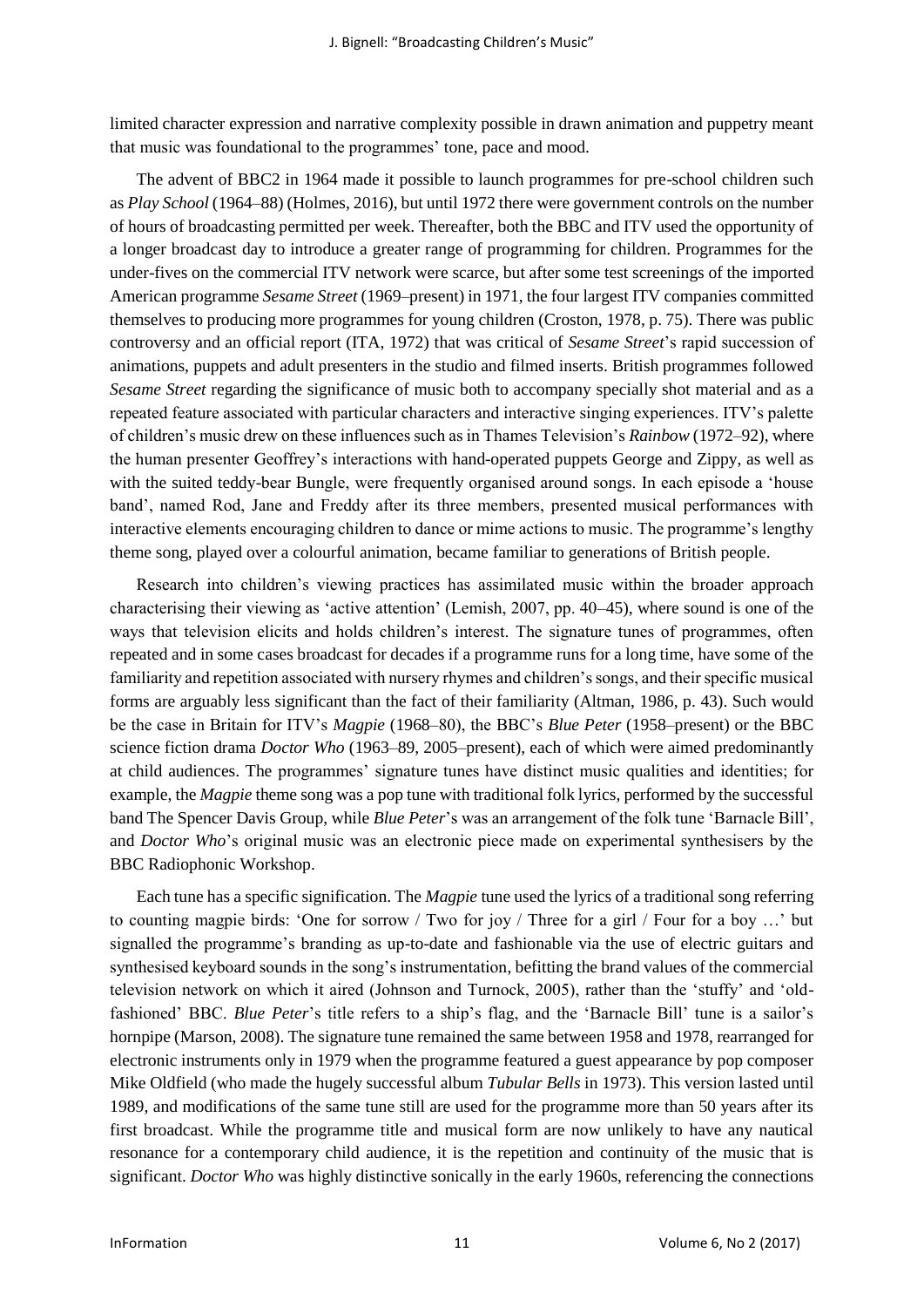limited character expression and narrative complexity possible in drawn animation and puppetry meant that music was foundational to the programmes' tone, pace and mood.

The advent of BBC2 in 1964 made it possible to launch programmes for pre-school children such as *Play School* (1964–88) (Holmes, 2016), but until 1972 there were government controls on the number of hours of broadcasting permitted per week. Thereafter, both the BBC and ITV used the opportunity of a longer broadcast day to introduce a greater range of programming for children. Programmes for the under-fives on the commercial ITV network were scarce, but after some test screenings of the imported American programme *Sesame Street* (1969–present) in 1971, the four largest ITV companies committed themselves to producing more programmes for young children (Croston, 1978, p. 75). There was public controversy and an official report (ITA, 1972) that was critical of *Sesame Street*'s rapid succession of animations, puppets and adult presenters in the studio and filmed inserts. British programmes followed *Sesame Street* regarding the significance of music both to accompany specially shot material and as a repeated feature associated with particular characters and interactive singing experiences. ITV's palette of children's music drew on these influences such as in Thames Television's *Rainbow* (1972–92), where the human presenter Geoffrey's interactions with hand-operated puppets George and Zippy, as well as with the suited teddy-bear Bungle, were frequently organised around songs. In each episode a 'house band', named Rod, Jane and Freddy after its three members, presented musical performances with interactive elements encouraging children to dance or mime actions to music. The programme's lengthy theme song, played over a colourful animation, became familiar to generations of British people.

Research into children's viewing practices has assimilated music within the broader approach characterising their viewing as 'active attention' (Lemish, 2007, pp. 40–45), where sound is one of the ways that television elicits and holds children's interest. The signature tunes of programmes, often repeated and in some cases broadcast for decades if a programme runs for a long time, have some of the familiarity and repetition associated with nursery rhymes and children's songs, and their specific musical forms are arguably less significant than the fact of their familiarity (Altman, 1986, p. 43). Such would be the case in Britain for ITV's *Magpie* (1968–80), the BBC's *Blue Peter* (1958–present) or the BBC science fiction drama *Doctor Who* (1963–89, 2005–present), each of which were aimed predominantly at child audiences. The programmes' signature tunes have distinct music qualities and identities; for example, the *Magpie* theme song was a pop tune with traditional folk lyrics, performed by the successful band The Spencer Davis Group, while *Blue Peter*'s was an arrangement of the folk tune 'Barnacle Bill', and *Doctor Who*'s original music was an electronic piece made on experimental synthesisers by the BBC Radiophonic Workshop.

Each tune has a specific signification. The *Magpie* tune used the lyrics of a traditional song referring to counting magpie birds: 'One for sorrow / Two for joy / Three for a girl / Four for a boy …' but signalled the programme's branding as up-to-date and fashionable via the use of electric guitars and synthesised keyboard sounds in the song's instrumentation, befitting the brand values of the commercial television network on which it aired (Johnson and Turnock, 2005), rather than the 'stuffy' and 'old-fashioned' BBC. *Blue Peter*'s title refers to a ship's flag, and the 'Barnacle Bill' tune is a sailor's hornpipe (Marson, 2008). The signature tune remained the same between 1958 and 1978, rearranged for electronic instruments only in 1979 when the programme featured a guest appearance by pop composer Mike Oldfield (who made the hugely successful album *Tubular Bells* in 1973). This version lasted until 1989, and modifications of the same tune still are used for the programme more than 50 years after its first broadcast. While the programme title and musical form are now unlikely to have any nautical resonance for a contemporary child audience, it is the repetition and continuity of the music that is significant. *Doctor Who* was highly distinctive sonically in the early 1960s, referencing the connections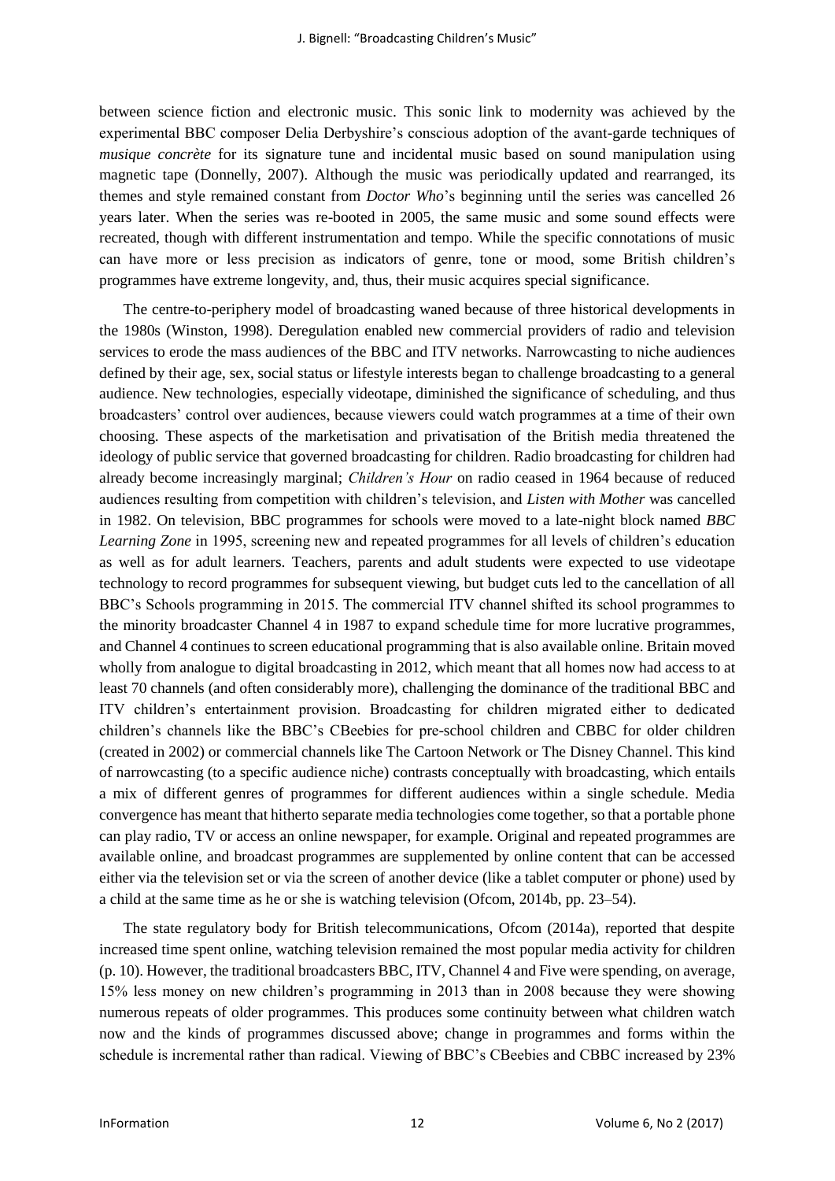between science fiction and electronic music. This sonic link to modernity was achieved by the experimental BBC composer Delia Derbyshire's conscious adoption of the avant-garde techniques of *musique concrète* for its signature tune and incidental music based on sound manipulation using magnetic tape (Donnelly, 2007). Although the music was periodically updated and rearranged, its themes and style remained constant from *Doctor Who*'s beginning until the series was cancelled 26 years later. When the series was re-booted in 2005, the same music and some sound effects were recreated, though with different instrumentation and tempo. While the specific connotations of music can have more or less precision as indicators of genre, tone or mood, some British children's programmes have extreme longevity, and, thus, their music acquires special significance.

The centre-to-periphery model of broadcasting waned because of three historical developments in the 1980s (Winston, 1998). Deregulation enabled new commercial providers of radio and television services to erode the mass audiences of the BBC and ITV networks. Narrowcasting to niche audiences defined by their age, sex, social status or lifestyle interests began to challenge broadcasting to a general audience. New technologies, especially videotape, diminished the significance of scheduling, and thus broadcasters' control over audiences, because viewers could watch programmes at a time of their own choosing. These aspects of the marketisation and privatisation of the British media threatened the ideology of public service that governed broadcasting for children. Radio broadcasting for children had already become increasingly marginal; *Children's Hour* on radio ceased in 1964 because of reduced audiences resulting from competition with children's television, and *Listen with Mother* was cancelled in 1982. On television, BBC programmes for schools were moved to a late-night block named *BBC Learning Zone* in 1995, screening new and repeated programmes for all levels of children's education as well as for adult learners. Teachers, parents and adult students were expected to use videotape technology to record programmes for subsequent viewing, but budget cuts led to the cancellation of all BBC's Schools programming in 2015. The commercial ITV channel shifted its school programmes to the minority broadcaster Channel 4 in 1987 to expand schedule time for more lucrative programmes, and Channel 4 continues to screen educational programming that is also available online. Britain moved wholly from analogue to digital broadcasting in 2012, which meant that all homes now had access to at least 70 channels (and often considerably more), challenging the dominance of the traditional BBC and ITV children's entertainment provision. Broadcasting for children migrated either to dedicated children's channels like the BBC's CBeebies for pre-school children and CBBC for older children (created in 2002) or commercial channels like The Cartoon Network or The Disney Channel. This kind of narrowcasting (to a specific audience niche) contrasts conceptually with broadcasting, which entails a mix of different genres of programmes for different audiences within a single schedule. Media convergence has meant that hitherto separate media technologies come together, so that a portable phone can play radio, TV or access an online newspaper, for example. Original and repeated programmes are available online, and broadcast programmes are supplemented by online content that can be accessed either via the television set or via the screen of another device (like a tablet computer or phone) used by a child at the same time as he or she is watching television (Ofcom, 2014b, pp. 23–54).

The state regulatory body for British telecommunications, Ofcom (2014a), reported that despite increased time spent online, watching television remained the most popular media activity for children (p. 10). However, the traditional broadcasters BBC, ITV, Channel 4 and Five were spending, on average, 15% less money on new children's programming in 2013 than in 2008 because they were showing numerous repeats of older programmes. This produces some continuity between what children watch now and the kinds of programmes discussed above; change in programmes and forms within the schedule is incremental rather than radical. Viewing of BBC's CBeebies and CBBC increased by 23%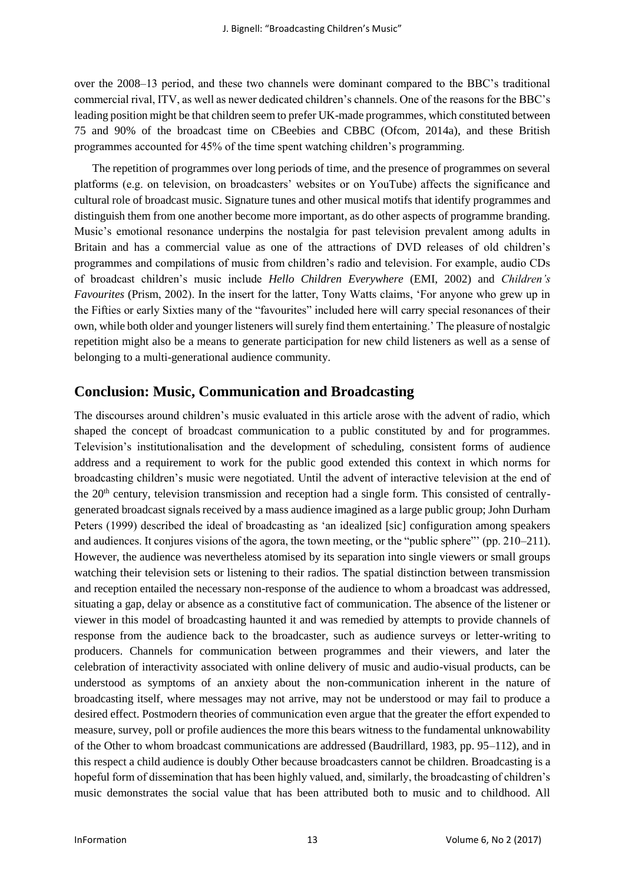over the 2008–13 period, and these two channels were dominant compared to the BBC's traditional commercial rival, ITV, as well as newer dedicated children's channels. One of the reasons for the BBC's leading position might be that children seem to prefer UK-made programmes, which constituted between 75 and 90% of the broadcast time on CBeebies and CBBC (Ofcom, 2014a), and these British programmes accounted for 45% of the time spent watching children's programming.

The repetition of programmes over long periods of time, and the presence of programmes on several platforms (e.g. on television, on broadcasters' websites or on YouTube) affects the significance and cultural role of broadcast music. Signature tunes and other musical motifs that identify programmes and distinguish them from one another become more important, as do other aspects of programme branding. Music's emotional resonance underpins the nostalgia for past television prevalent among adults in Britain and has a commercial value as one of the attractions of DVD releases of old children's programmes and compilations of music from children's radio and television. For example, audio CDs of broadcast children's music include *Hello Children Everywhere* (EMI, 2002) and *Children's Favourites* (Prism, 2002). In the insert for the latter, Tony Watts claims, 'For anyone who grew up in the Fifties or early Sixties many of the "favourites" included here will carry special resonances of their own, while both older and younger listeners will surely find them entertaining.' The pleasure of nostalgic repetition might also be a means to generate participation for new child listeners as well as a sense of belonging to a multi-generational audience community.

## Conclusion: Music, Communication and Broadcasting

The discourses around children's music evaluated in this article arose with the advent of radio, which shaped the concept of broadcast communication to a public constituted by and for programmes. Television's institutionalisation and the development of scheduling, consistent forms of audience address and a requirement to work for the public good extended this context in which norms for broadcasting children's music were negotiated. Until the advent of interactive television at the end of the 20th century, television transmission and reception had a single form. This consisted of centrally-generated broadcast signals received by a mass audience imagined as a large public group; John Durham Peters (1999) described the ideal of broadcasting as 'an idealized [sic] configuration among speakers and audiences. It conjures visions of the agora, the town meeting, or the "public sphere"' (pp. 210–211). However, the audience was nevertheless atomised by its separation into single viewers or small groups watching their television sets or listening to their radios. The spatial distinction between transmission and reception entailed the necessary non-response of the audience to whom a broadcast was addressed, situating a gap, delay or absence as a constitutive fact of communication. The absence of the listener or viewer in this model of broadcasting haunted it and was remedied by attempts to provide channels of response from the audience back to the broadcaster, such as audience surveys or letter-writing to producers. Channels for communication between programmes and their viewers, and later the celebration of interactivity associated with online delivery of music and audio-visual products, can be understood as symptoms of an anxiety about the non-communication inherent in the nature of broadcasting itself, where messages may not arrive, may not be understood or may fail to produce a desired effect. Postmodern theories of communication even argue that the greater the effort expended to measure, survey, poll or profile audiences the more this bears witness to the fundamental unknowability of the Other to whom broadcast communications are addressed (Baudrillard, 1983, pp. 95–112), and in this respect a child audience is doubly Other because broadcasters cannot be children. Broadcasting is a hopeful form of dissemination that has been highly valued, and, similarly, the broadcasting of children's music demonstrates the social value that has been attributed both to music and to childhood. All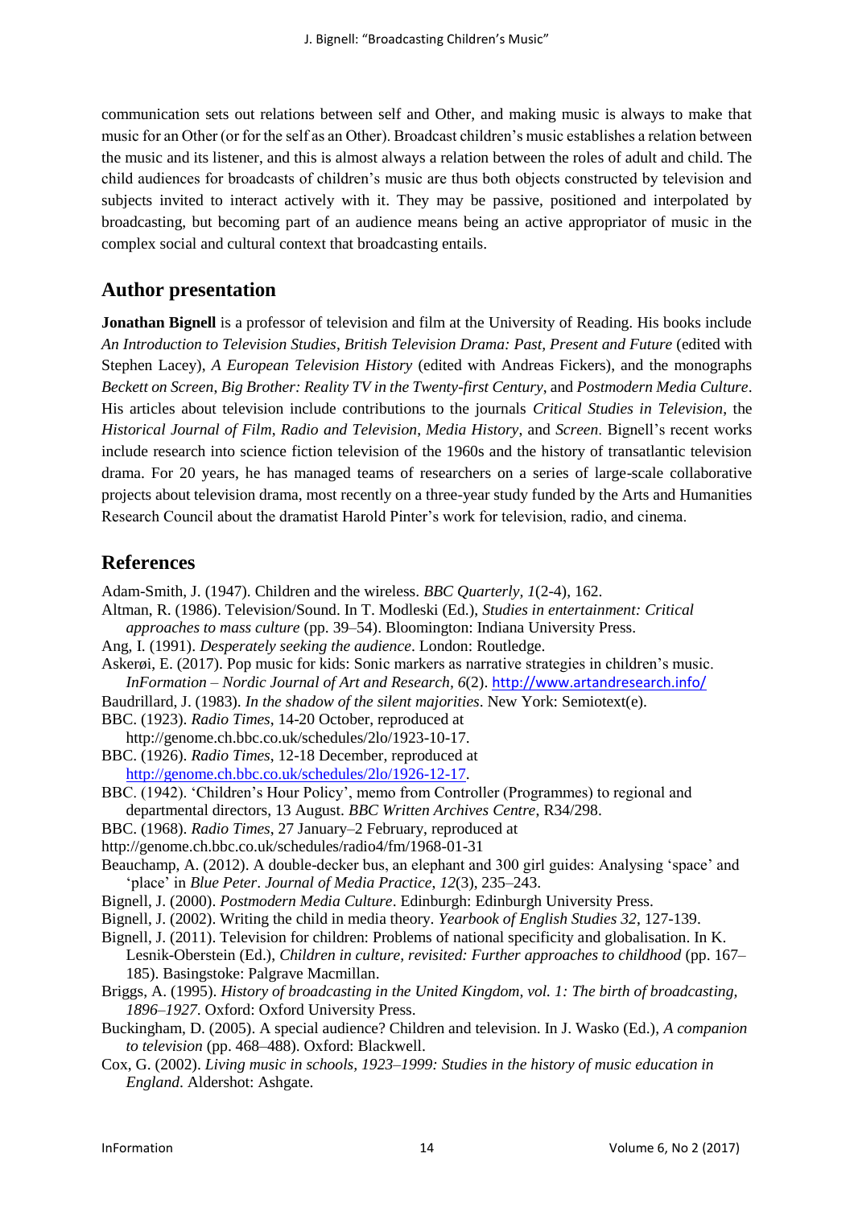communication sets out relations between self and Other, and making music is always to make that music for an Other (or for the self as an Other). Broadcast children's music establishes a relation between the music and its listener, and this is almost always a relation between the roles of adult and child. The child audiences for broadcasts of children's music are thus both objects constructed by television and subjects invited to interact actively with it. They may be passive, positioned and interpolated by broadcasting, but becoming part of an audience means being an active appropriator of music in the complex social and cultural context that broadcasting entails.

## Author presentation

**Jonathan Bignell** is a professor of television and film at the University of Reading. His books include *An Introduction to Television Studies*, *British Television Drama: Past, Present and Future* (edited with Stephen Lacey), *A European Television History* (edited with Andreas Fickers), and the monographs *Beckett on Screen*, *Big Brother: Reality TV in the Twenty-first Century*, and *Postmodern Media Culture*. His articles about television include contributions to the journals *Critical Studies in Television*, the *Historical Journal of Film, Radio and Television*, *Media History*, and *Screen*. Bignell's recent works include research into science fiction television of the 1960s and the history of transatlantic television drama. For 20 years, he has managed teams of researchers on a series of large-scale collaborative projects about television drama, most recently on a three-year study funded by the Arts and Humanities Research Council about the dramatist Harold Pinter's work for television, radio, and cinema.

## References

Adam-Smith, J. (1947). Children and the wireless. *BBC Quarterly, 1*(2-4), 162.

Altman, R. (1986). Television/Sound. In T. Modleski (Ed.), *Studies in entertainment: Critical approaches to mass culture* (pp. 39–54). Bloomington: Indiana University Press.

Ang, I. (1991). *Desperately seeking the audience*. London: Routledge.

Askerøi, E. (2017). Pop music for kids: Sonic markers as narrative strategies in children's music. *InFormation – Nordic Journal of Art and Research, 6*(2). http://www.artandresearch.info/

Baudrillard, J. (1983). *In the shadow of the silent majorities*. New York: Semiotext(e).

BBC. (1923). *Radio Times*, 14-20 October, reproduced at http://genome.ch.bbc.co.uk/schedules/2lo/1923-10-17.

BBC. (1926). *Radio Times*, 12-18 December, reproduced at http://genome.ch.bbc.co.uk/schedules/2lo/1926-12-17.

BBC. (1942). 'Children's Hour Policy', memo from Controller (Programmes) to regional and departmental directors, 13 August. *BBC Written Archives Centre*, R34/298.

BBC. (1968). *Radio Times*, 27 January–2 February, reproduced at http://genome.ch.bbc.co.uk/schedules/radio4/fm/1968-01-31

Beauchamp, A. (2012). A double-decker bus, an elephant and 300 girl guides: Analysing 'space' and 'place' in *Blue Peter*. *Journal of Media Practice, 12*(3), 235–243.

Bignell, J. (2000). *Postmodern Media Culture*. Edinburgh: Edinburgh University Press.

Bignell, J. (2002). Writing the child in media theory. *Yearbook of English Studies 32*, 127-139.

Bignell, J. (2011). Television for children: Problems of national specificity and globalisation. In K. Lesnik-Oberstein (Ed.), *Children in culture, revisited: Further approaches to childhood* (pp. 167–185). Basingstoke: Palgrave Macmillan.

Briggs, A. (1995). *History of broadcasting in the United Kingdom, vol. 1: The birth of broadcasting, 1896–1927*. Oxford: Oxford University Press.

Buckingham, D. (2005). A special audience? Children and television. In J. Wasko (Ed.), *A companion to television* (pp. 468–488). Oxford: Blackwell.

Cox, G. (2002). *Living music in schools, 1923–1999: Studies in the history of music education in England*. Aldershot: Ashgate.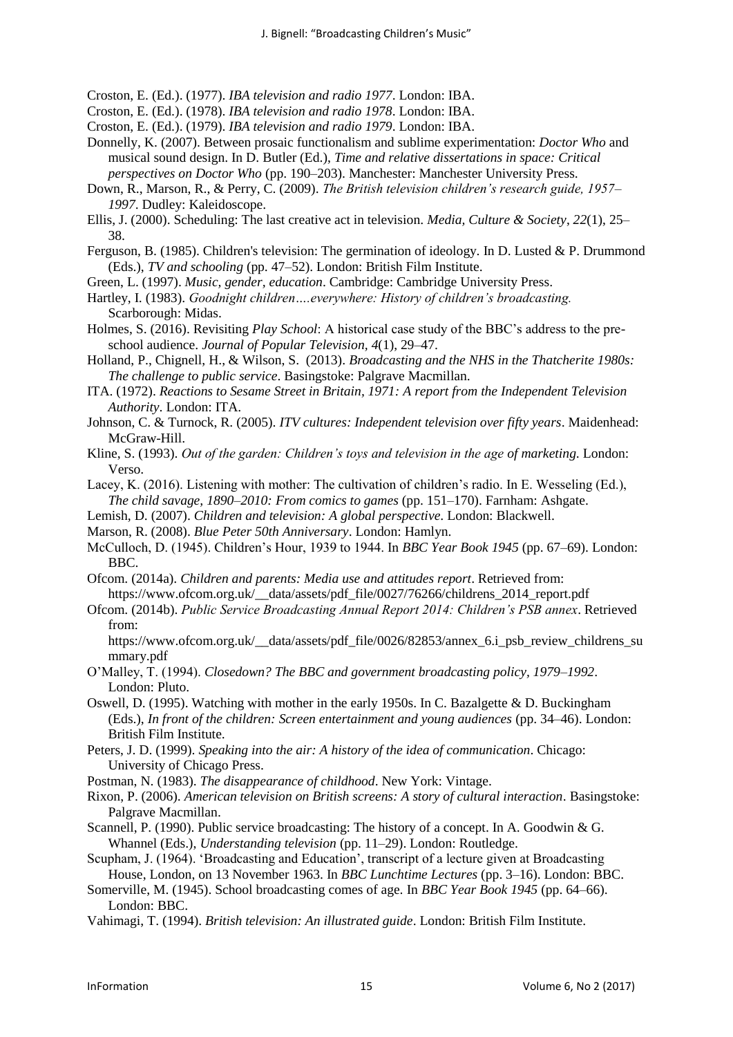Croston, E. (Ed.). (1977). *IBA television and radio 1977*. London: IBA.

Croston, E. (Ed.). (1978). *IBA television and radio 1978*. London: IBA.

Croston, E. (Ed.). (1979). *IBA television and radio 1979*. London: IBA.

Donnelly, K. (2007). Between prosaic functionalism and sublime experimentation: *Doctor Who* and musical sound design. In D. Butler (Ed.), *Time and relative dissertations in space: Critical perspectives on Doctor Who* (pp. 190–203). Manchester: Manchester University Press.

Down, R., Marson, R., & Perry, C. (2009). *The British television children's research guide, 1957–1997*. Dudley: Kaleidoscope.

Ellis, J. (2000). Scheduling: The last creative act in television. *Media, Culture & Society*, *22*(1), 25–38.

Ferguson, B. (1985). Children's television: The germination of ideology. In D. Lusted & P. Drummond (Eds.), *TV and schooling* (pp. 47–52). London: British Film Institute.

Green, L. (1997). *Music, gender, education*. Cambridge: Cambridge University Press.

Hartley, I. (1983). *Goodnight children….everywhere: History of children's broadcasting.* Scarborough: Midas.

Holmes, S. (2016). Revisiting *Play School*: A historical case study of the BBC's address to the pre-school audience. *Journal of Popular Television*, *4*(1), 29–47.

Holland, P., Chignell, H., & Wilson, S. (2013). *Broadcasting and the NHS in the Thatcherite 1980s: The challenge to public service*. Basingstoke: Palgrave Macmillan.

ITA. (1972). *Reactions to Sesame Street in Britain, 1971: A report from the Independent Television Authority*. London: ITA.

Johnson, C. & Turnock, R. (2005). *ITV cultures: Independent television over fifty years*. Maidenhead: McGraw-Hill.

Kline, S. (1993). *Out of the garden: Children's toys and television in the age of marketing.* London: Verso.

Lacey, K. (2016). Listening with mother: The cultivation of children's radio. In E. Wesseling (Ed.), *The child savage, 1890–2010: From comics to games* (pp. 151–170). Farnham: Ashgate.

Lemish, D. (2007). *Children and television: A global perspective*. London: Blackwell.

Marson, R. (2008). *Blue Peter 50th Anniversary*. London: Hamlyn.

McCulloch, D. (1945). Children's Hour, 1939 to 1944. In *BBC Year Book 1945* (pp. 67–69). London: BBC.

Ofcom. (2014a). *Children and parents: Media use and attitudes report*. Retrieved from: https://www.ofcom.org.uk/__data/assets/pdf_file/0027/76266/childrens_2014_report.pdf

Ofcom. (2014b). *Public Service Broadcasting Annual Report 2014: Children's PSB annex*. Retrieved from: https://www.ofcom.org.uk/__data/assets/pdf_file/0026/82853/annex_6.i_psb_review_childrens_summary.pdf

O'Malley, T. (1994). *Closedown? The BBC and government broadcasting policy, 1979–1992*. London: Pluto.

Oswell, D. (1995). Watching with mother in the early 1950s. In C. Bazalgette & D. Buckingham (Eds.), *In front of the children: Screen entertainment and young audiences* (pp. 34–46). London: British Film Institute.

Peters, J. D. (1999). *Speaking into the air: A history of the idea of communication*. Chicago: University of Chicago Press.

Postman, N. (1983). *The disappearance of childhood*. New York: Vintage.

Rixon, P. (2006). *American television on British screens: A story of cultural interaction*. Basingstoke: Palgrave Macmillan.

Scannell, P. (1990). Public service broadcasting: The history of a concept. In A. Goodwin & G. Whannel (Eds.), *Understanding television* (pp. 11–29). London: Routledge.

Scupham, J. (1964). 'Broadcasting and Education', transcript of a lecture given at Broadcasting House, London, on 13 November 1963. In *BBC Lunchtime Lectures* (pp. 3–16). London: BBC.

Somerville, M. (1945). School broadcasting comes of age. In *BBC Year Book 1945* (pp. 64–66). London: BBC.

Vahimagi, T. (1994). *British television: An illustrated guide*. London: British Film Institute.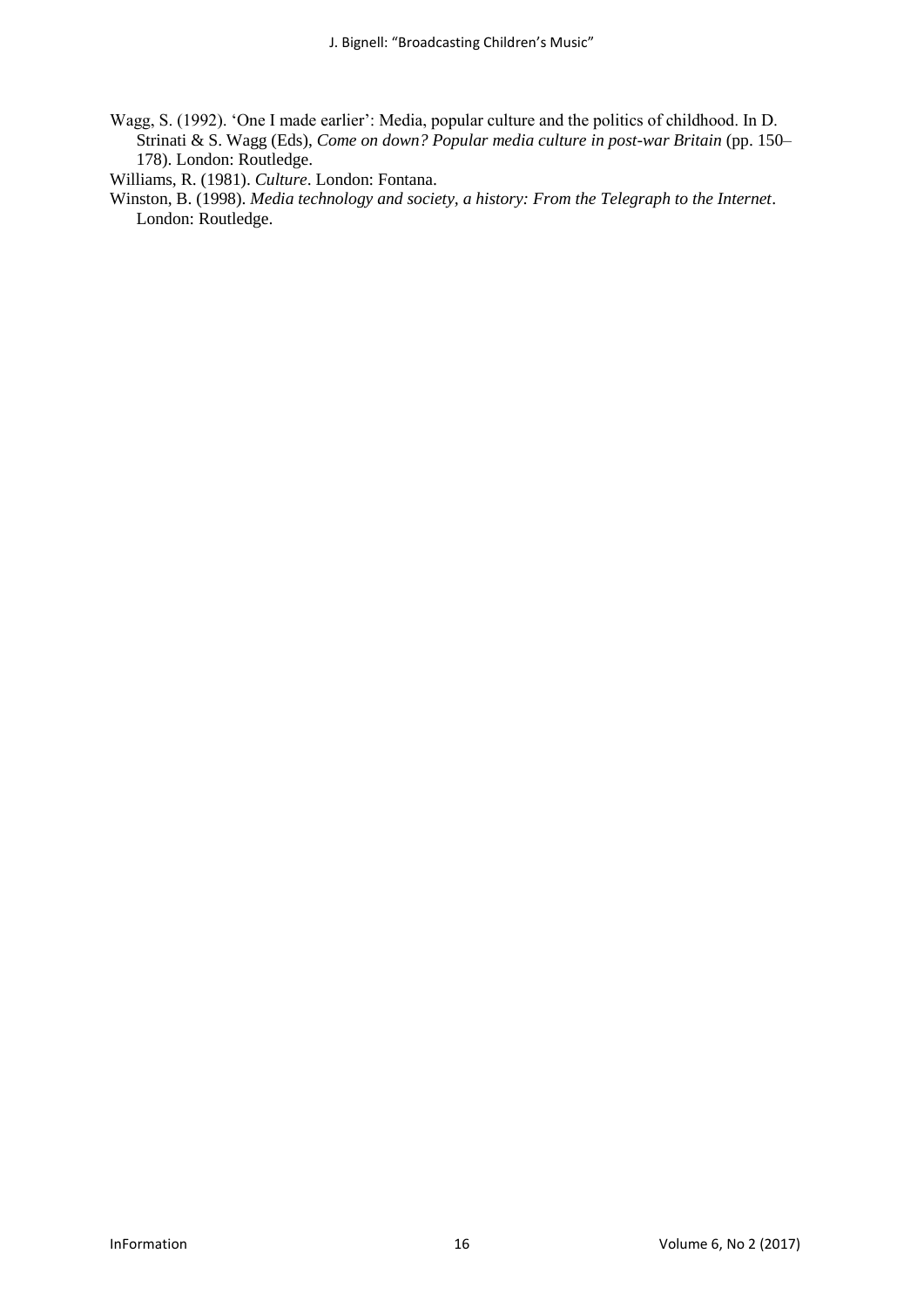Wagg, S. (1992). 'One I made earlier': Media, popular culture and the politics of childhood. In D. Strinati & S. Wagg (Eds), *Come on down? Popular media culture in post-war Britain* (pp. 150–178). London: Routledge.

Williams, R. (1981). *Culture*. London: Fontana.

Winston, B. (1998). *Media technology and society, a history: From the Telegraph to the Internet*. London: Routledge.